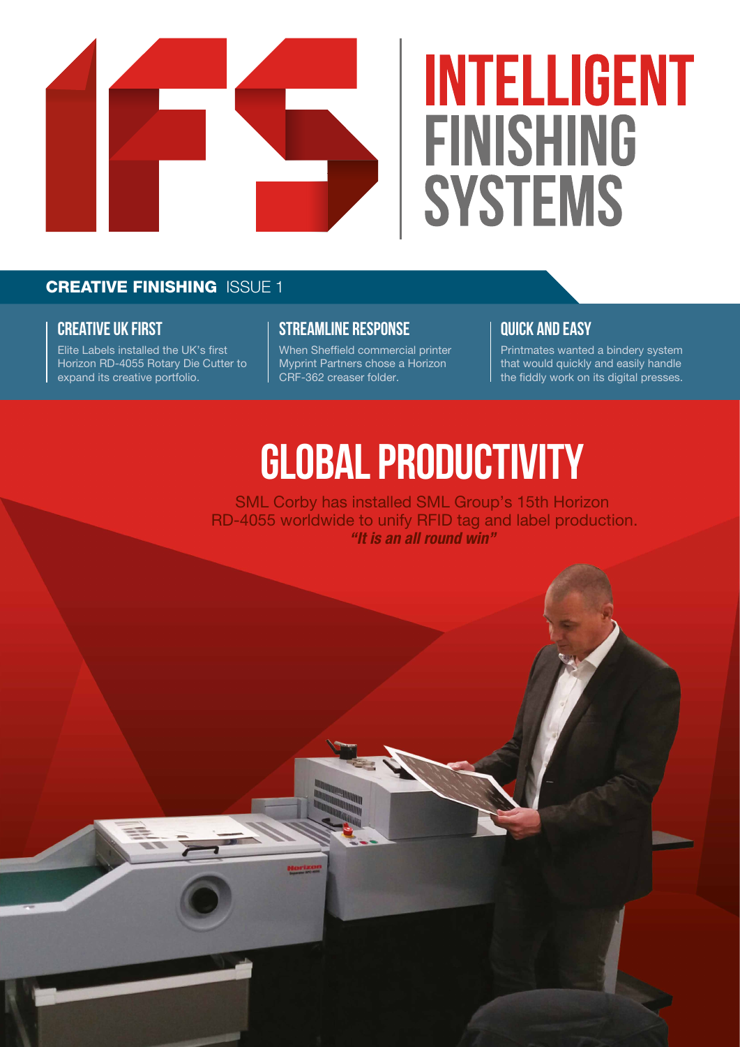# INTELLIGENT FINISHING SYSTEMS

**CREATIVE FINISHING** ISSUE 1

### CREATIVE UK FIRST

Elite Labels installed the UK's first Horizon RD-4055 Rotary Die Cutter to expand its creative portfolio.

### STREAMLINE RESPONSE

When Sheffield commercial printer Myprint Partners chose a Horizon CRF-362 creaser folder.

### QUICK AND EASY

Printmates wanted a bindery system that would quickly and easily handle the fiddly work on its digital presses.

## GLOBAL PRODUCTIVITY

SML Corby has installed SML Group's 15th Horizon RD-4055 worldwide to unify RFID tag and label production.

***"It is an all round win"***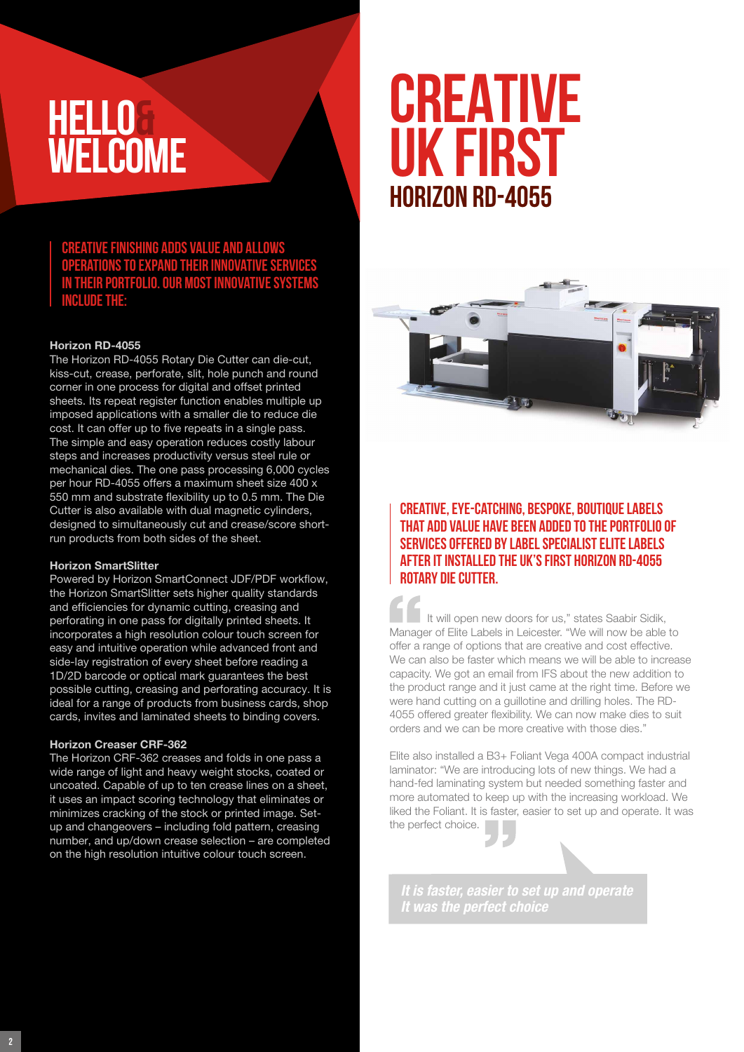# HELLO & WELCOME

## CREATIVE FINISHING ADDS VALUE AND ALLOWS OPERATIONS TO EXPAND THEIR INNOVATIVE SERVICES IN THEIR PORTFOLIO. OUR MOST INNOVATIVE SYSTEMS INCLUDE THE:

**Horizon RD-4055**

The Horizon RD-4055 Rotary Die Cutter can die-cut, kiss-cut, crease, perforate, slit, hole punch and round corner in one process for digital and offset printed sheets. Its repeat register function enables multiple up imposed applications with a smaller die to reduce die cost. It can offer up to five repeats in a single pass. The simple and easy operation reduces costly labour steps and increases productivity versus steel rule or mechanical dies. The one pass processing 6,000 cycles per hour RD-4055 offers a maximum sheet size 400 x 550 mm and substrate flexibility up to 0.5 mm. The Die Cutter is also available with dual magnetic cylinders, designed to simultaneously cut and crease/score short-run products from both sides of the sheet.

**Horizon SmartSlitter**

Powered by Horizon SmartConnect JDF/PDF workflow, the Horizon SmartSlitter sets higher quality standards and efficiencies for dynamic cutting, creasing and perforating in one pass for digitally printed sheets. It incorporates a high resolution colour touch screen for easy and intuitive operation while advanced front and side-lay registration of every sheet before reading a 1D/2D barcode or optical mark guarantees the best possible cutting, creasing and perforating accuracy. It is ideal for a range of products from business cards, shop cards, invites and laminated sheets to binding covers.

**Horizon Creaser CRF-362**

The Horizon CRF-362 creases and folds in one pass a wide range of light and heavy weight stocks, coated or uncoated. Capable of up to ten crease lines on a sheet, it uses an impact scoring technology that eliminates or minimizes cracking of the stock or printed image. Set-up and changeovers – including fold pattern, creasing number, and up/down crease selection – are completed on the high resolution intuitive colour touch screen.

# CREATIVE UK FIRST

## HORIZON RD-4055

### CREATIVE, EYE-CATCHING, BESPOKE, BOUTIQUE LABELS THAT ADD VALUE HAVE BEEN ADDED TO THE PORTFOLIO OF SERVICES OFFERED BY LABEL SPECIALIST ELITE LABELS AFTER IT INSTALLED THE UK'S FIRST HORIZON RD-4055 ROTARY DIE CUTTER.

"It will open new doors for us," states Saabir Sidik, Manager of Elite Labels in Leicester. "We will now be able to offer a range of options that are creative and cost effective. We can also be faster which means we will be able to increase capacity. We got an email from IFS about the new addition to the product range and it just came at the right time. Before we were hand cutting on a guillotine and drilling holes. The RD-4055 offered greater flexibility. We can now make dies to suit orders and we can be more creative with those dies."

Elite also installed a B3+ Foliant Vega 400A compact industrial laminator: "We are introducing lots of new things. We had a hand-fed laminating system but needed something faster and more automated to keep up with the increasing workload. We liked the Foliant. It is faster, easier to set up and operate. It was the perfect choice."

*It is faster, easier to set up and operate It was the perfect choice*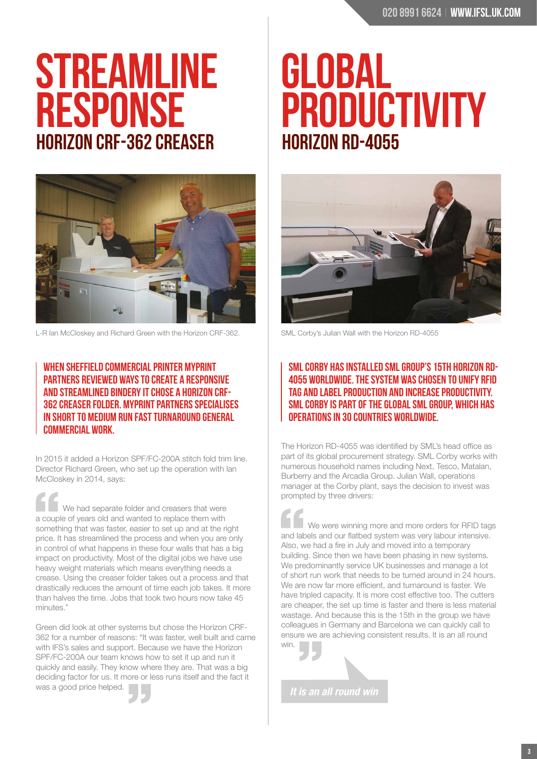# STREAMLINE RESPONSE

## HORIZON CRF-362 CREASER

L-R Ian McCloskey and Richard Green with the Horizon CRF-362.

**WHEN SHEFFIELD COMMERCIAL PRINTER MYPRINT PARTNERS REVIEWED WAYS TO CREATE A RESPONSIVE AND STREAMLINED BINDERY IT CHOSE A HORIZON CRF-362 CREASER FOLDER. MYPRINT PARTNERS SPECIALISES IN SHORT TO MEDIUM RUN FAST TURNAROUND GENERAL COMMERCIAL WORK.**

In 2015 it added a Horizon SPF/FC-200A stitch fold trim line. Director Richard Green, who set up the operation with Ian McCloskey in 2014, says:

We had separate folder and creasers that were a couple of years old and wanted to replace them with something that was faster, easier to set up and at the right price. It has streamlined the process and when you are only in control of what happens in these four walls that has a big impact on productivity. Most of the digital jobs we have use heavy weight materials which means everything needs a crease. Using the creaser folder takes out a process and that drastically reduces the amount of time each job takes. It more than halves the time. Jobs that took two hours now take 45 minutes."

Green did look at other systems but chose the Horizon CRF-362 for a number of reasons: "It was faster, well built and came with IFS's sales and support. Because we have the Horizon SPF/FC-200A our team knows how to set it up and run it quickly and easily. They know where they are. That was a big deciding factor for us. It more or less runs itself and the fact it was a good price helped.

# GLOBAL PRODUCTIVITY

## HORIZON RD-4055

SML Corby's Julian Wall with the Horizon RD-4055

**SML CORBY HAS INSTALLED SML GROUP'S 15TH HORIZON RD-4055 WORLDWIDE. THE SYSTEM WAS CHOSEN TO UNIFY RFID TAG AND LABEL PRODUCTION AND INCREASE PRODUCTIVITY. SML CORBY IS PART OF THE GLOBAL SML GROUP, WHICH HAS OPERATIONS IN 30 COUNTRIES WORLDWIDE.**

The Horizon RD-4055 was identified by SML's head office as part of its global procurement strategy. SML Corby works with numerous household names including Next, Tesco, Matalan, Burberry and the Arcadia Group. Julian Wall, operations manager at the Corby plant, says the decision to invest was prompted by three drivers:

We were winning more and more orders for RFID tags and labels and our flatbed system was very labour intensive. Also, we had a fire in July and moved into a temporary building. Since then we have been phasing in new systems. We predominantly service UK businesses and manage a lot of short run work that needs to be turned around in 24 hours. We are now far more efficient, and turnaround is faster. We have tripled capacity. It is more cost effective too. The cutters are cheaper, the set up time is faster and there is less material wastage. And because this is the 15th in the group we have colleagues in Germany and Barcelona we can quickly call to ensure we are achieving consistent results. It is an all round win.

*It is an all round win*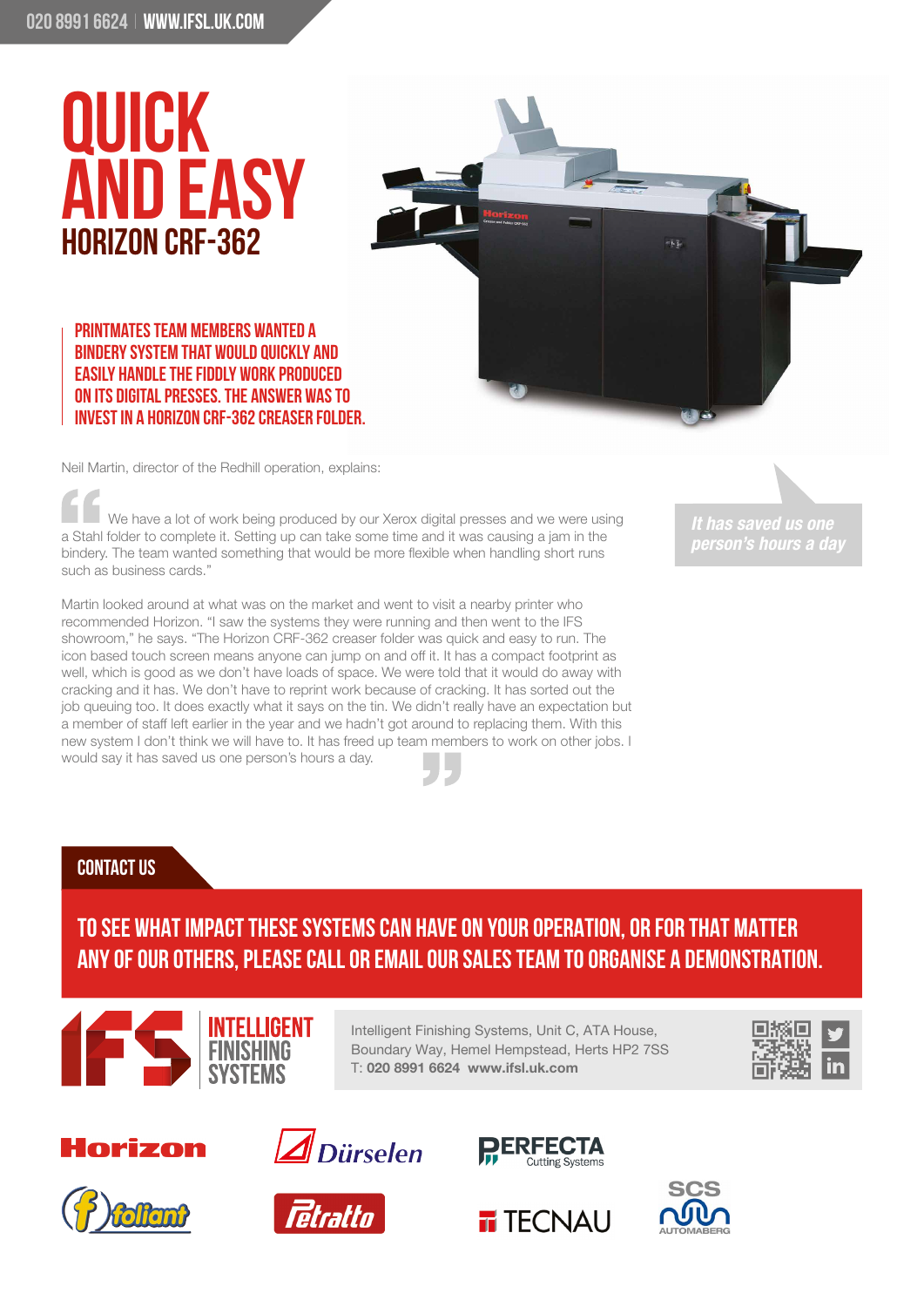# QUICK AND EASY

## HORIZON CRF-362

**PRINTMATES TEAM MEMBERS WANTED A BINDERY SYSTEM THAT WOULD QUICKLY AND EASILY HANDLE THE FIDDLY WORK PRODUCED ON ITS DIGITAL PRESSES. THE ANSWER WAS TO INVEST IN A HORIZON CRF-362 CREASER FOLDER.**

Neil Martin, director of the Redhill operation, explains:

"We have a lot of work being produced by our Xerox digital presses and we were using a Stahl folder to complete it. Setting up can take some time and it was causing a jam in the bindery. The team wanted something that would be more flexible when handling short runs such as business cards."

*It has saved us one person's hours a day*

Martin looked around at what was on the market and went to visit a nearby printer who recommended Horizon. "I saw the systems they were running and then went to the IFS showroom," he says. "The Horizon CRF-362 creaser folder was quick and easy to run. The icon based touch screen means anyone can jump on and off it. It has a compact footprint as well, which is good as we don't have loads of space. We were told that it would do away with cracking and it has. We don't have to reprint work because of cracking. It has sorted out the job queuing too. It does exactly what it says on the tin. We didn't really have an expectation but a member of staff left earlier in the year and we hadn't got around to replacing them. With this new system I don't think we will have to. It has freed up team members to work on other jobs. I would say it has saved us one person's hours a day."

## CONTACT US

**TO SEE WHAT IMPACT THESE SYSTEMS CAN HAVE ON YOUR OPERATION, OR FOR THAT MATTER ANY OF OUR OTHERS, PLEASE CALL OR EMAIL OUR SALES TEAM TO ORGANISE A DEMONSTRATION.**

IFS INTELLIGENT FINISHING SYSTEMS

Intelligent Finishing Systems, Unit C, ATA House, Boundary Way, Hemel Hempstead, Herts HP2 7SS
T: **020 8991 6624 www.ifsl.uk.com**

Horizon · Dürselen · PERFECTA Cutting Systems · foliant · Petratto · TECNAU · SCS AUTOMABERG